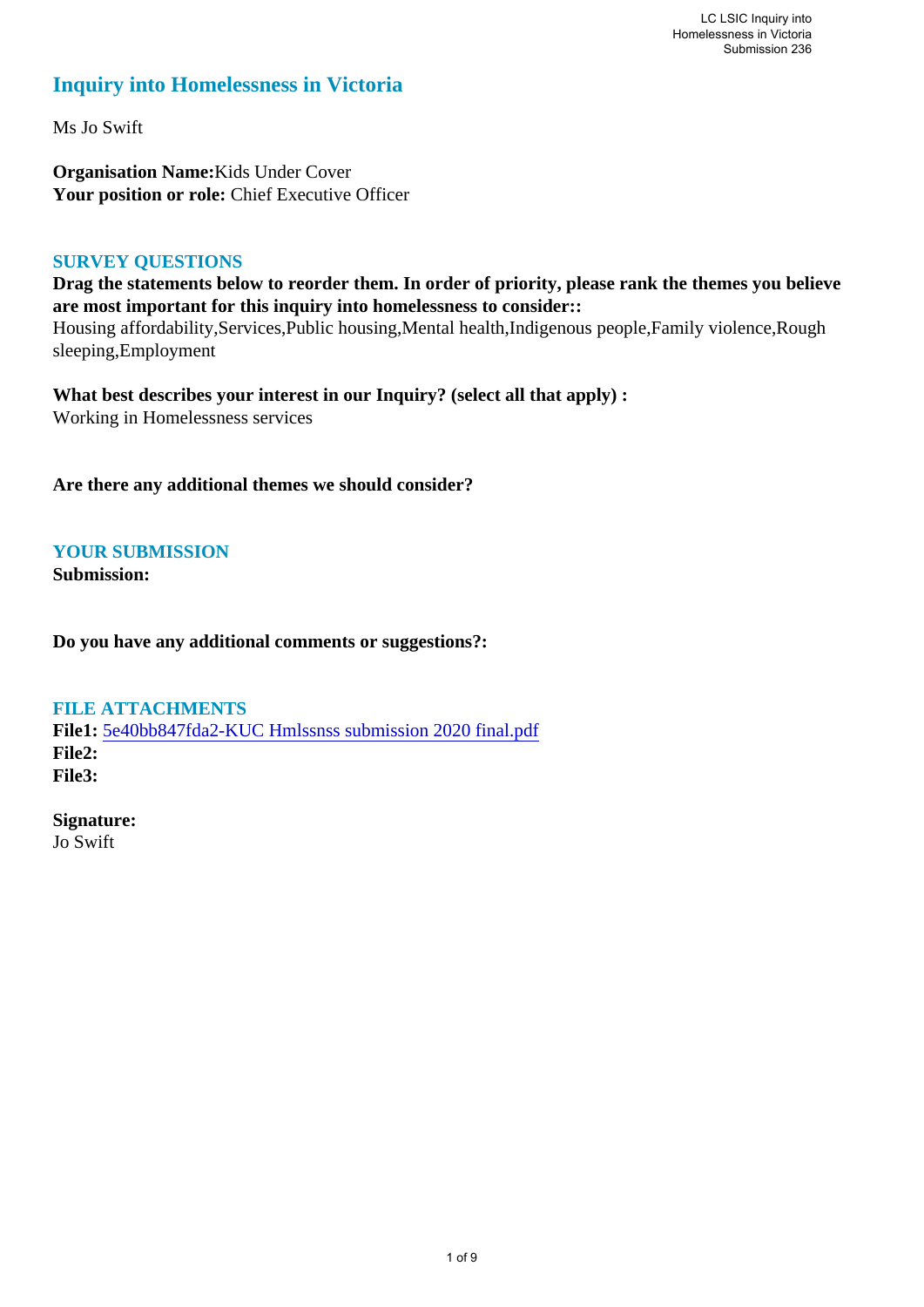# Inquiry into Homelessness in Victoria

Ms Jo Swift

**Organisation Name:** Kids Under Cover
**Your position or role:** Chief Executive Officer

## SURVEY QUESTIONS

**Drag the statements below to reorder them. In order of priority, please rank the themes you believe are most important for this inquiry into homelessness to consider::**
Housing affordability,Services,Public housing,Mental health,Indigenous people,Family violence,Rough sleeping,Employment

**What best describes your interest in our Inquiry? (select all that apply) :**
Working in Homelessness services

**Are there any additional themes we should consider?**

## YOUR SUBMISSION

**Submission:**

**Do you have any additional comments or suggestions?:**

## FILE ATTACHMENTS

**File1:** 5e40bb847fda2-KUC Hmlssnss submission 2020 final.pdf
**File2:**
**File3:**

**Signature:**
Jo Swift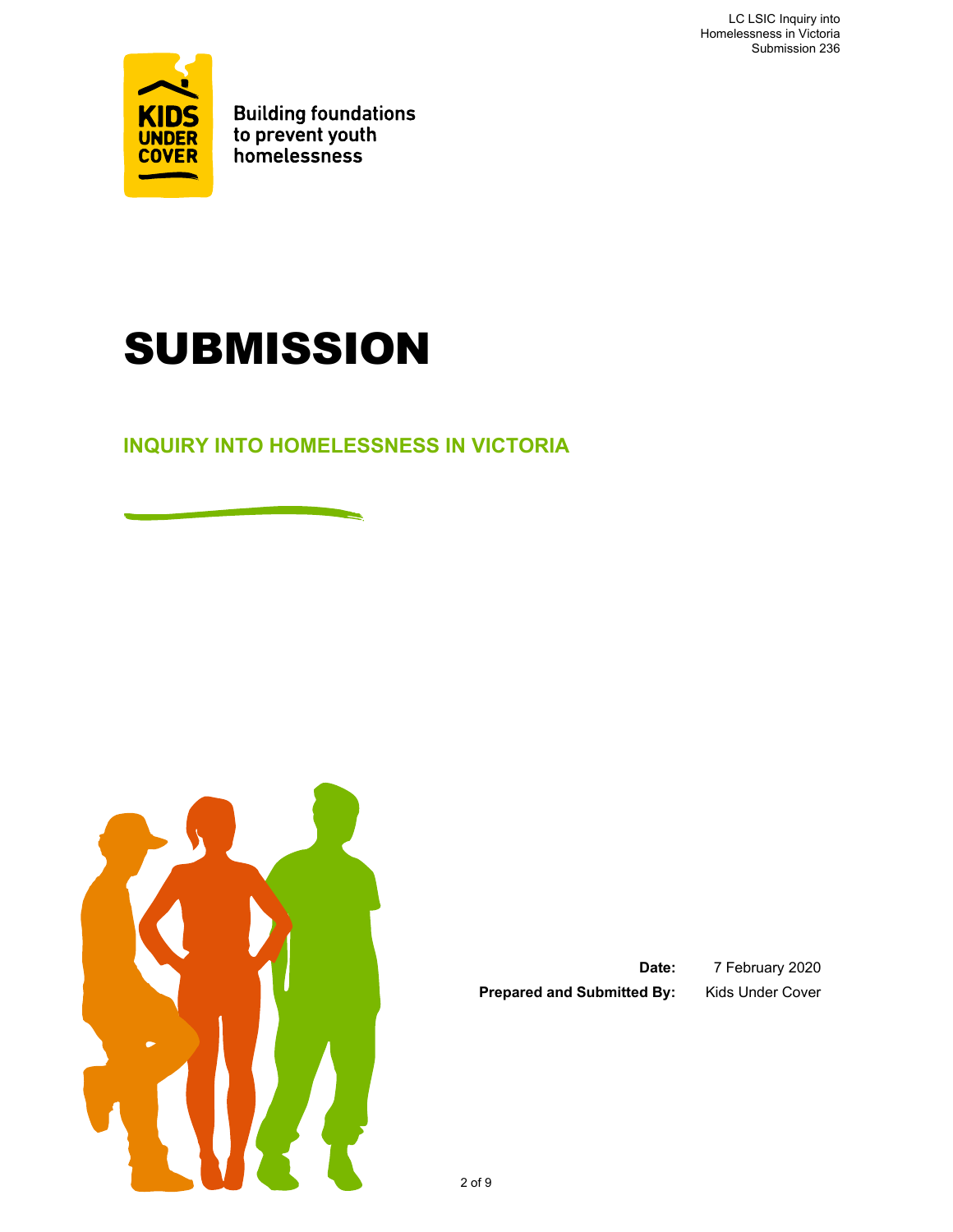LC LSIC Inquiry into Homelessness in Victoria
Submission 236

**Building foundations to prevent youth homelessness**

# SUBMISSION

## INQUIRY INTO HOMELESSNESS IN VICTORIA

**Date:** 7 February 2020

**Prepared and Submitted By:** Kids Under Cover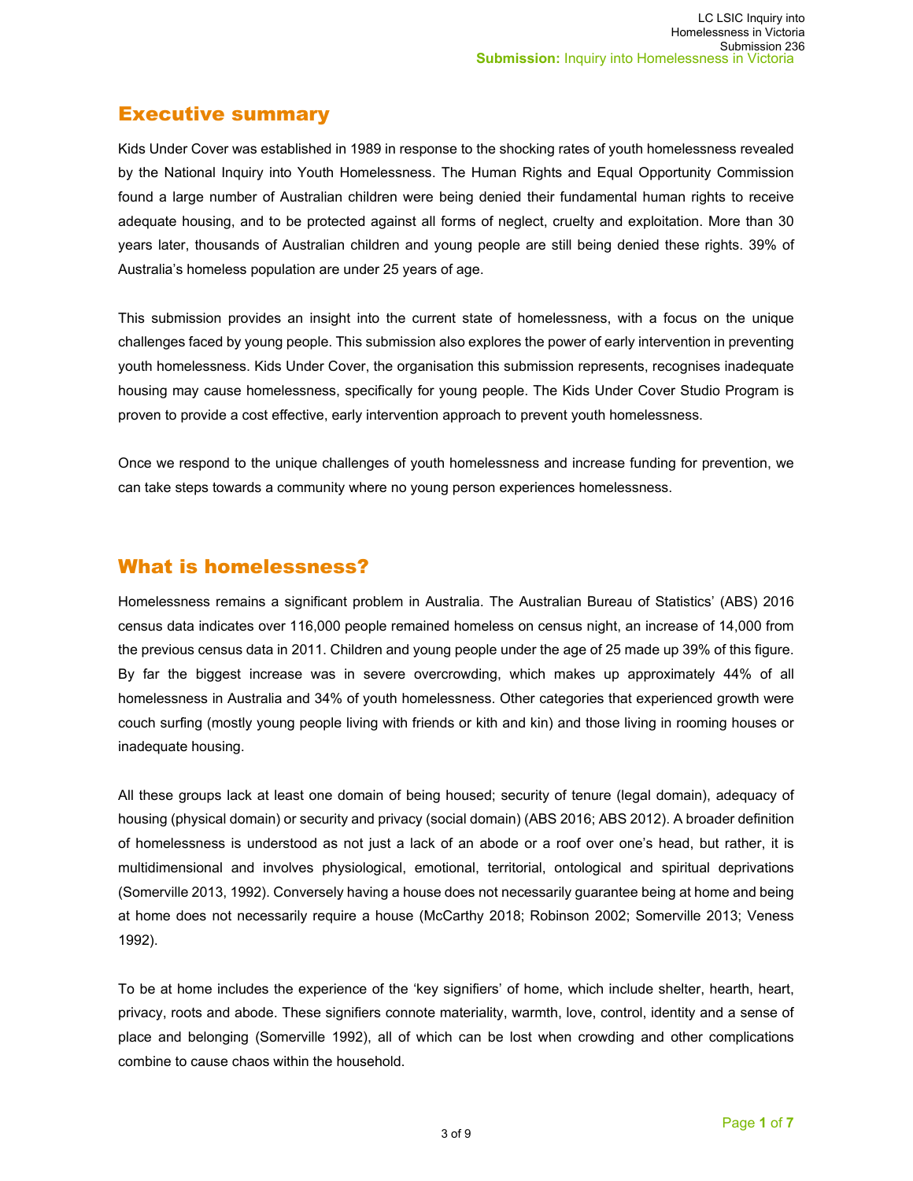## Executive summary

Kids Under Cover was established in 1989 in response to the shocking rates of youth homelessness revealed by the National Inquiry into Youth Homelessness. The Human Rights and Equal Opportunity Commission found a large number of Australian children were being denied their fundamental human rights to receive adequate housing, and to be protected against all forms of neglect, cruelty and exploitation. More than 30 years later, thousands of Australian children and young people are still being denied these rights. 39% of Australia's homeless population are under 25 years of age.

This submission provides an insight into the current state of homelessness, with a focus on the unique challenges faced by young people. This submission also explores the power of early intervention in preventing youth homelessness. Kids Under Cover, the organisation this submission represents, recognises inadequate housing may cause homelessness, specifically for young people. The Kids Under Cover Studio Program is proven to provide a cost effective, early intervention approach to prevent youth homelessness.

Once we respond to the unique challenges of youth homelessness and increase funding for prevention, we can take steps towards a community where no young person experiences homelessness.

## What is homelessness?

Homelessness remains a significant problem in Australia. The Australian Bureau of Statistics' (ABS) 2016 census data indicates over 116,000 people remained homeless on census night, an increase of 14,000 from the previous census data in 2011. Children and young people under the age of 25 made up 39% of this figure. By far the biggest increase was in severe overcrowding, which makes up approximately 44% of all homelessness in Australia and 34% of youth homelessness. Other categories that experienced growth were couch surfing (mostly young people living with friends or kith and kin) and those living in rooming houses or inadequate housing.

All these groups lack at least one domain of being housed; security of tenure (legal domain), adequacy of housing (physical domain) or security and privacy (social domain) (ABS 2016; ABS 2012). A broader definition of homelessness is understood as not just a lack of an abode or a roof over one's head, but rather, it is multidimensional and involves physiological, emotional, territorial, ontological and spiritual deprivations (Somerville 2013, 1992). Conversely having a house does not necessarily guarantee being at home and being at home does not necessarily require a house (McCarthy 2018; Robinson 2002; Somerville 2013; Veness 1992).

To be at home includes the experience of the 'key signifiers' of home, which include shelter, hearth, heart, privacy, roots and abode. These signifiers connote materiality, warmth, love, control, identity and a sense of place and belonging (Somerville 1992), all of which can be lost when crowding and other complications combine to cause chaos within the household.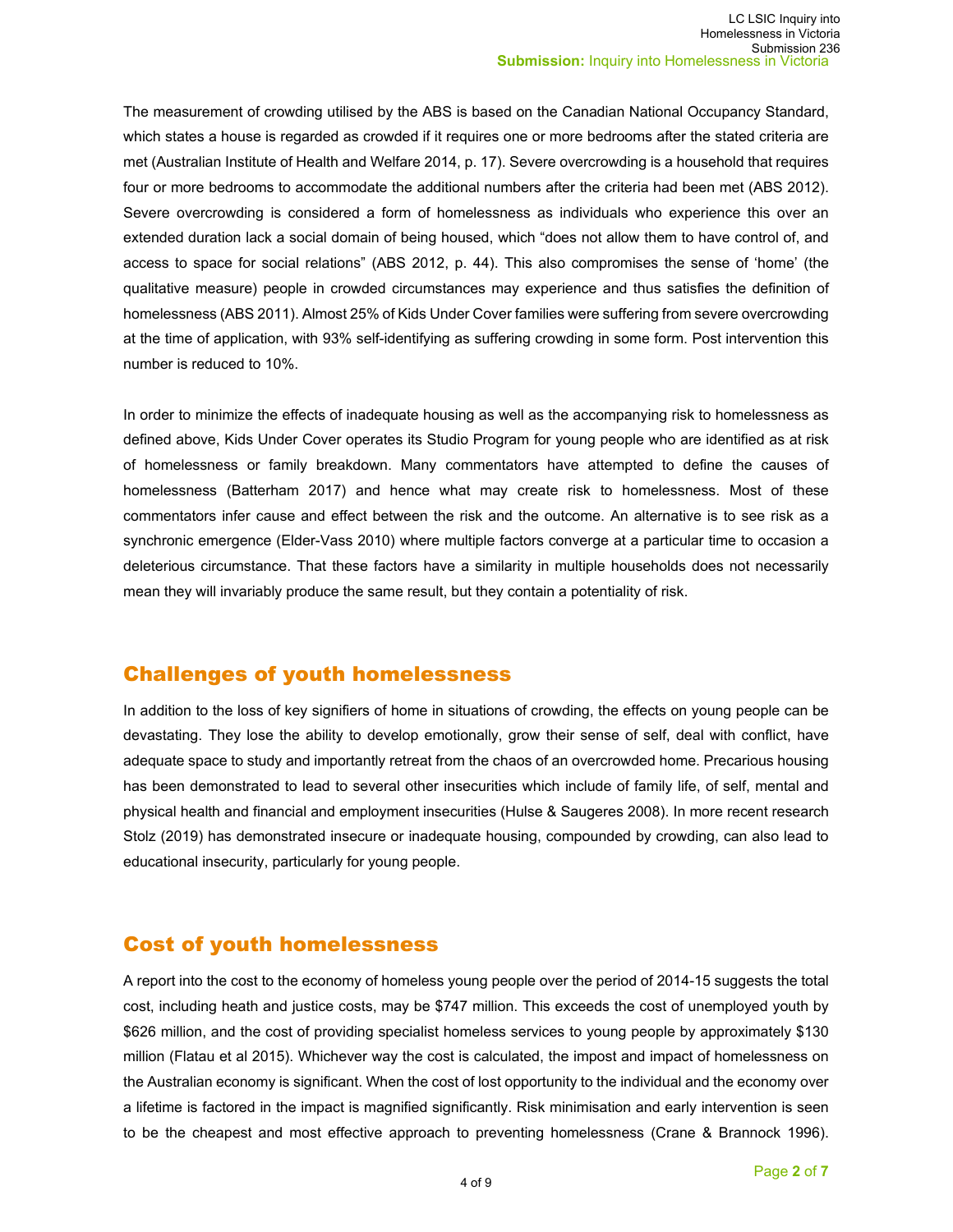The measurement of crowding utilised by the ABS is based on the Canadian National Occupancy Standard, which states a house is regarded as crowded if it requires one or more bedrooms after the stated criteria are met (Australian Institute of Health and Welfare 2014, p. 17). Severe overcrowding is a household that requires four or more bedrooms to accommodate the additional numbers after the criteria had been met (ABS 2012). Severe overcrowding is considered a form of homelessness as individuals who experience this over an extended duration lack a social domain of being housed, which "does not allow them to have control of, and access to space for social relations" (ABS 2012, p. 44). This also compromises the sense of 'home' (the qualitative measure) people in crowded circumstances may experience and thus satisfies the definition of homelessness (ABS 2011). Almost 25% of Kids Under Cover families were suffering from severe overcrowding at the time of application, with 93% self-identifying as suffering crowding in some form. Post intervention this number is reduced to 10%.

In order to minimize the effects of inadequate housing as well as the accompanying risk to homelessness as defined above, Kids Under Cover operates its Studio Program for young people who are identified as at risk of homelessness or family breakdown. Many commentators have attempted to define the causes of homelessness (Batterham 2017) and hence what may create risk to homelessness. Most of these commentators infer cause and effect between the risk and the outcome. An alternative is to see risk as a synchronic emergence (Elder-Vass 2010) where multiple factors converge at a particular time to occasion a deleterious circumstance. That these factors have a similarity in multiple households does not necessarily mean they will invariably produce the same result, but they contain a potentiality of risk.

## Challenges of youth homelessness

In addition to the loss of key signifiers of home in situations of crowding, the effects on young people can be devastating. They lose the ability to develop emotionally, grow their sense of self, deal with conflict, have adequate space to study and importantly retreat from the chaos of an overcrowded home. Precarious housing has been demonstrated to lead to several other insecurities which include of family life, of self, mental and physical health and financial and employment insecurities (Hulse & Saugeres 2008). In more recent research Stolz (2019) has demonstrated insecure or inadequate housing, compounded by crowding, can also lead to educational insecurity, particularly for young people.

## Cost of youth homelessness

A report into the cost to the economy of homeless young people over the period of 2014-15 suggests the total cost, including heath and justice costs, may be $747 million. This exceeds the cost of unemployed youth by $626 million, and the cost of providing specialist homeless services to young people by approximately $130 million (Flatau et al 2015). Whichever way the cost is calculated, the impost and impact of homelessness on the Australian economy is significant. When the cost of lost opportunity to the individual and the economy over a lifetime is factored in the impact is magnified significantly. Risk minimisation and early intervention is seen to be the cheapest and most effective approach to preventing homelessness (Crane & Brannock 1996).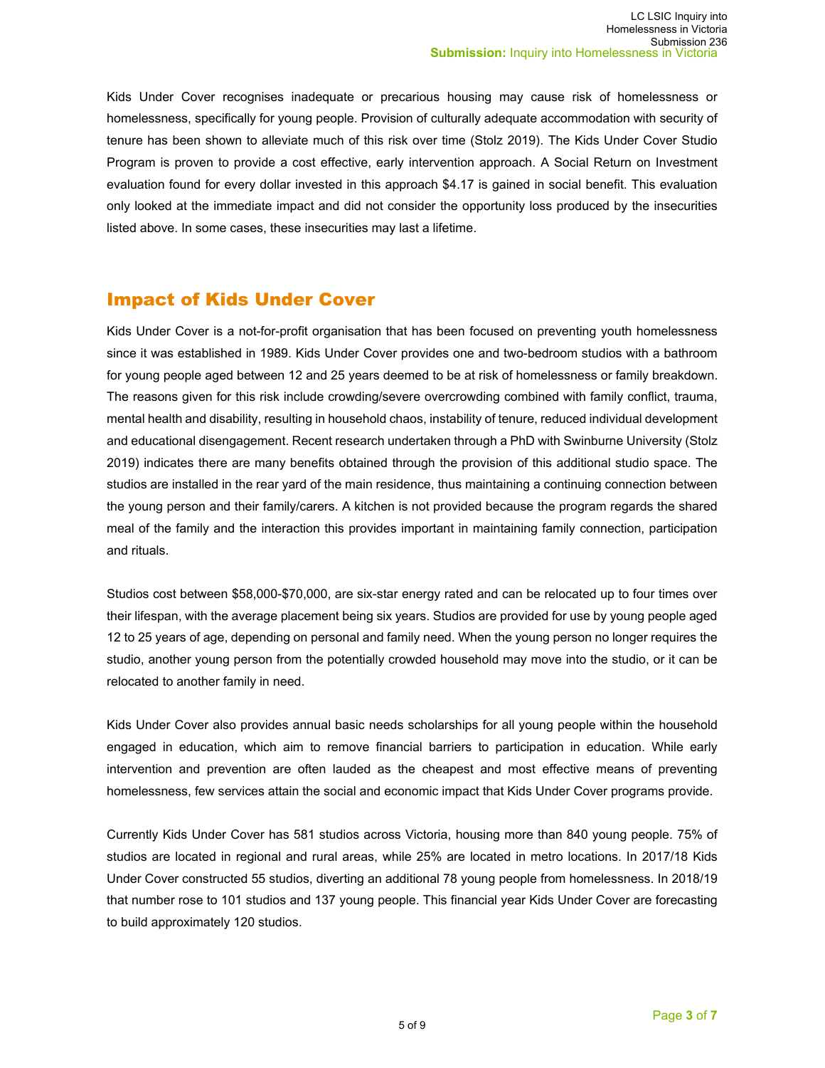Kids Under Cover recognises inadequate or precarious housing may cause risk of homelessness or homelessness, specifically for young people. Provision of culturally adequate accommodation with security of tenure has been shown to alleviate much of this risk over time (Stolz 2019). The Kids Under Cover Studio Program is proven to provide a cost effective, early intervention approach. A Social Return on Investment evaluation found for every dollar invested in this approach $4.17 is gained in social benefit. This evaluation only looked at the immediate impact and did not consider the opportunity loss produced by the insecurities listed above. In some cases, these insecurities may last a lifetime.

## Impact of Kids Under Cover

Kids Under Cover is a not-for-profit organisation that has been focused on preventing youth homelessness since it was established in 1989. Kids Under Cover provides one and two-bedroom studios with a bathroom for young people aged between 12 and 25 years deemed to be at risk of homelessness or family breakdown. The reasons given for this risk include crowding/severe overcrowding combined with family conflict, trauma, mental health and disability, resulting in household chaos, instability of tenure, reduced individual development and educational disengagement. Recent research undertaken through a PhD with Swinburne University (Stolz 2019) indicates there are many benefits obtained through the provision of this additional studio space. The studios are installed in the rear yard of the main residence, thus maintaining a continuing connection between the young person and their family/carers. A kitchen is not provided because the program regards the shared meal of the family and the interaction this provides important in maintaining family connection, participation and rituals.

Studios cost between $58,000-$70,000, are six-star energy rated and can be relocated up to four times over their lifespan, with the average placement being six years. Studios are provided for use by young people aged 12 to 25 years of age, depending on personal and family need. When the young person no longer requires the studio, another young person from the potentially crowded household may move into the studio, or it can be relocated to another family in need.

Kids Under Cover also provides annual basic needs scholarships for all young people within the household engaged in education, which aim to remove financial barriers to participation in education. While early intervention and prevention are often lauded as the cheapest and most effective means of preventing homelessness, few services attain the social and economic impact that Kids Under Cover programs provide.

Currently Kids Under Cover has 581 studios across Victoria, housing more than 840 young people. 75% of studios are located in regional and rural areas, while 25% are located in metro locations. In 2017/18 Kids Under Cover constructed 55 studios, diverting an additional 78 young people from homelessness. In 2018/19 that number rose to 101 studios and 137 young people. This financial year Kids Under Cover are forecasting to build approximately 120 studios.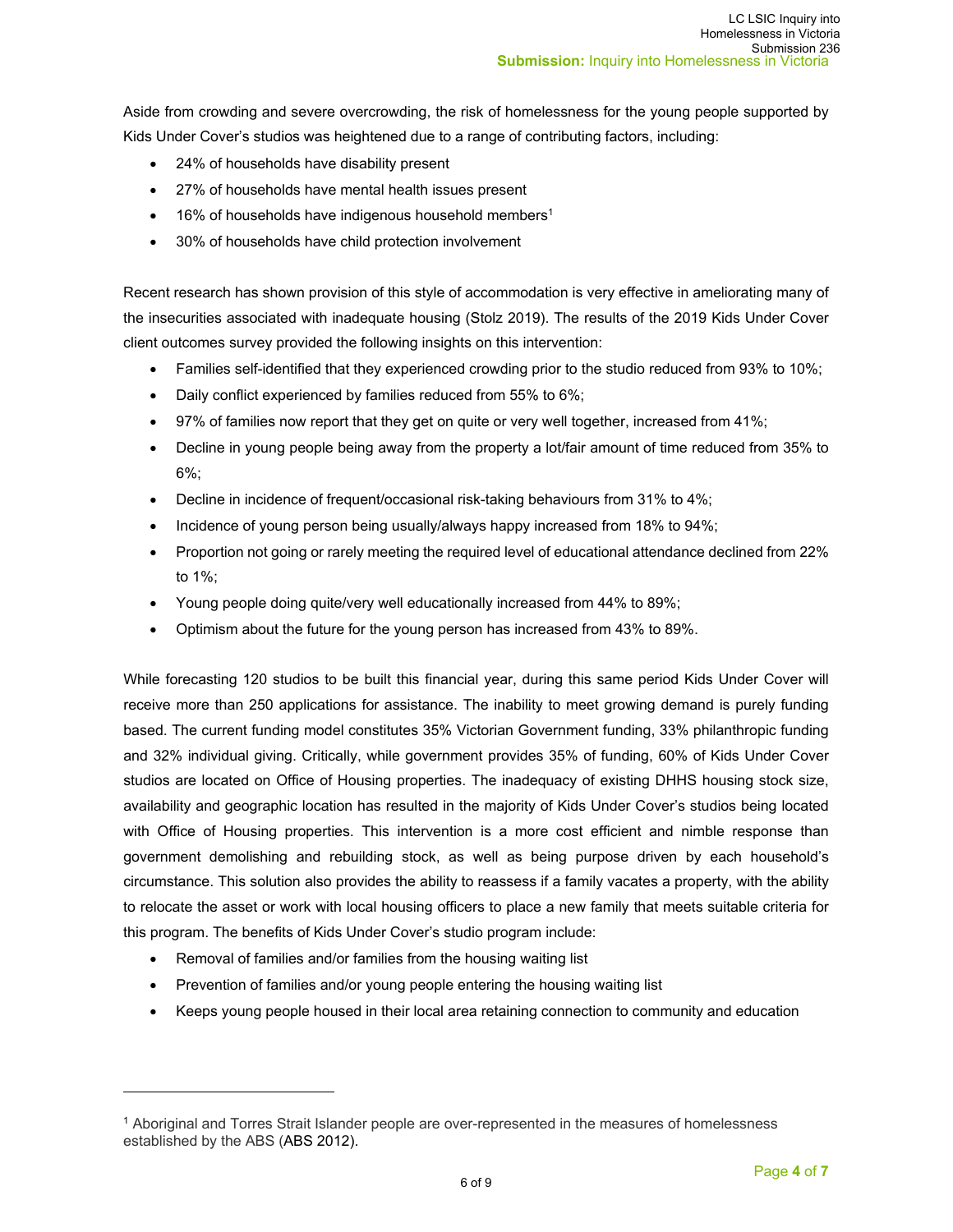Aside from crowding and severe overcrowding, the risk of homelessness for the young people supported by Kids Under Cover's studios was heightened due to a range of contributing factors, including:

- 24% of households have disability present
- 27% of households have mental health issues present
- 16% of households have indigenous household members[1]
- 30% of households have child protection involvement

Recent research has shown provision of this style of accommodation is very effective in ameliorating many of the insecurities associated with inadequate housing (Stolz 2019). The results of the 2019 Kids Under Cover client outcomes survey provided the following insights on this intervention:

- Families self-identified that they experienced crowding prior to the studio reduced from 93% to 10%;
- Daily conflict experienced by families reduced from 55% to 6%;
- 97% of families now report that they get on quite or very well together, increased from 41%;
- Decline in young people being away from the property a lot/fair amount of time reduced from 35% to 6%;
- Decline in incidence of frequent/occasional risk-taking behaviours from 31% to 4%;
- Incidence of young person being usually/always happy increased from 18% to 94%;
- Proportion not going or rarely meeting the required level of educational attendance declined from 22% to 1%;
- Young people doing quite/very well educationally increased from 44% to 89%;
- Optimism about the future for the young person has increased from 43% to 89%.

While forecasting 120 studios to be built this financial year, during this same period Kids Under Cover will receive more than 250 applications for assistance. The inability to meet growing demand is purely funding based. The current funding model constitutes 35% Victorian Government funding, 33% philanthropic funding and 32% individual giving. Critically, while government provides 35% of funding, 60% of Kids Under Cover studios are located on Office of Housing properties. The inadequacy of existing DHHS housing stock size, availability and geographic location has resulted in the majority of Kids Under Cover's studios being located with Office of Housing properties. This intervention is a more cost efficient and nimble response than government demolishing and rebuilding stock, as well as being purpose driven by each household's circumstance. This solution also provides the ability to reassess if a family vacates a property, with the ability to relocate the asset or work with local housing officers to place a new family that meets suitable criteria for this program. The benefits of Kids Under Cover's studio program include:

- Removal of families and/or families from the housing waiting list
- Prevention of families and/or young people entering the housing waiting list
- Keeps young people housed in their local area retaining connection to community and education

[1] Aboriginal and Torres Strait Islander people are over-represented in the measures of homelessness established by the ABS (ABS 2012).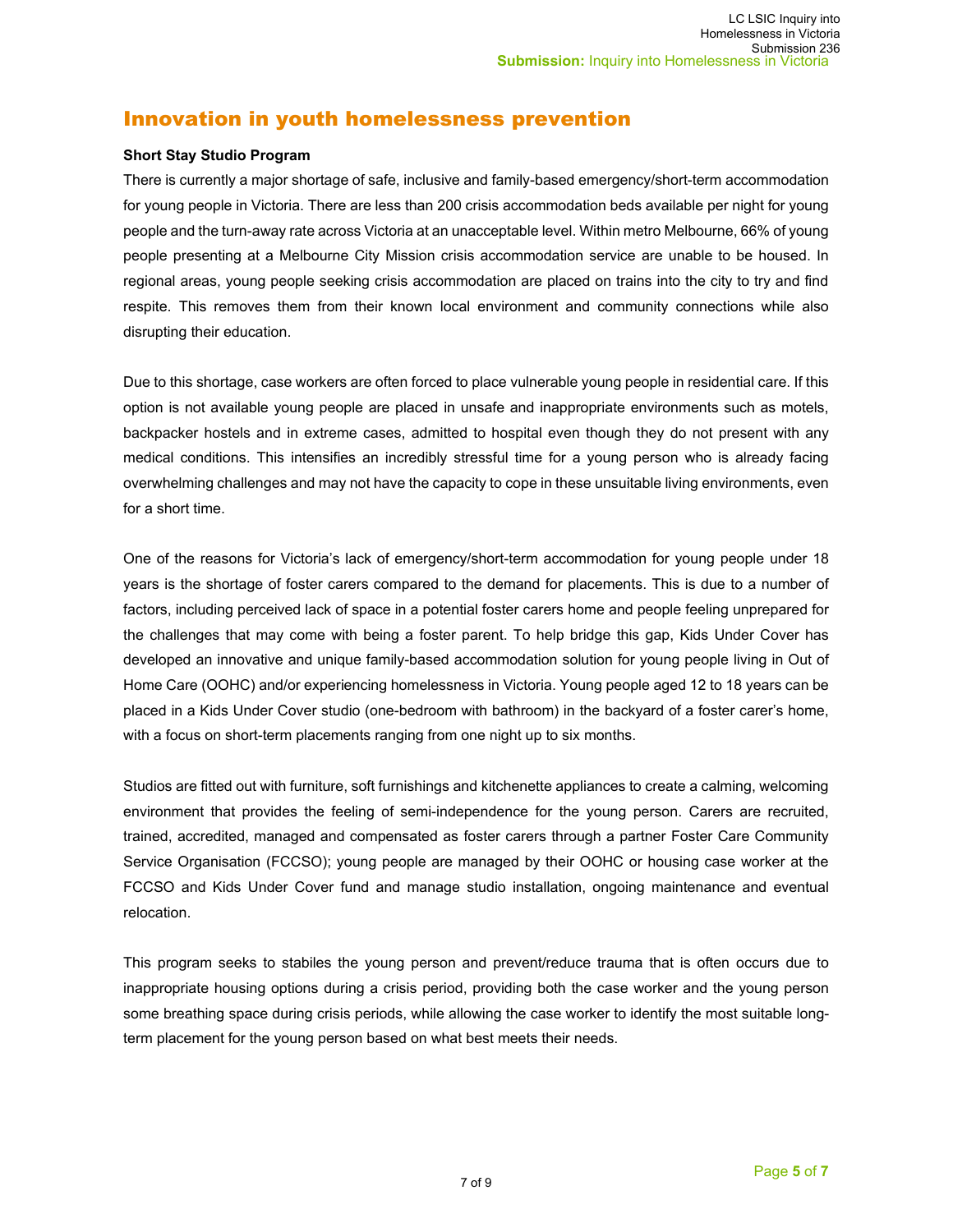## Innovation in youth homelessness prevention

**Short Stay Studio Program**

There is currently a major shortage of safe, inclusive and family-based emergency/short-term accommodation for young people in Victoria. There are less than 200 crisis accommodation beds available per night for young people and the turn-away rate across Victoria at an unacceptable level. Within metro Melbourne, 66% of young people presenting at a Melbourne City Mission crisis accommodation service are unable to be housed. In regional areas, young people seeking crisis accommodation are placed on trains into the city to try and find respite. This removes them from their known local environment and community connections while also disrupting their education.

Due to this shortage, case workers are often forced to place vulnerable young people in residential care. If this option is not available young people are placed in unsafe and inappropriate environments such as motels, backpacker hostels and in extreme cases, admitted to hospital even though they do not present with any medical conditions. This intensifies an incredibly stressful time for a young person who is already facing overwhelming challenges and may not have the capacity to cope in these unsuitable living environments, even for a short time.

One of the reasons for Victoria's lack of emergency/short-term accommodation for young people under 18 years is the shortage of foster carers compared to the demand for placements. This is due to a number of factors, including perceived lack of space in a potential foster carers home and people feeling unprepared for the challenges that may come with being a foster parent. To help bridge this gap, Kids Under Cover has developed an innovative and unique family-based accommodation solution for young people living in Out of Home Care (OOHC) and/or experiencing homelessness in Victoria. Young people aged 12 to 18 years can be placed in a Kids Under Cover studio (one-bedroom with bathroom) in the backyard of a foster carer's home, with a focus on short-term placements ranging from one night up to six months.

Studios are fitted out with furniture, soft furnishings and kitchenette appliances to create a calming, welcoming environment that provides the feeling of semi-independence for the young person. Carers are recruited, trained, accredited, managed and compensated as foster carers through a partner Foster Care Community Service Organisation (FCCSO); young people are managed by their OOHC or housing case worker at the FCCSO and Kids Under Cover fund and manage studio installation, ongoing maintenance and eventual relocation.

This program seeks to stabiles the young person and prevent/reduce trauma that is often occurs due to inappropriate housing options during a crisis period, providing both the case worker and the young person some breathing space during crisis periods, while allowing the case worker to identify the most suitable long-term placement for the young person based on what best meets their needs.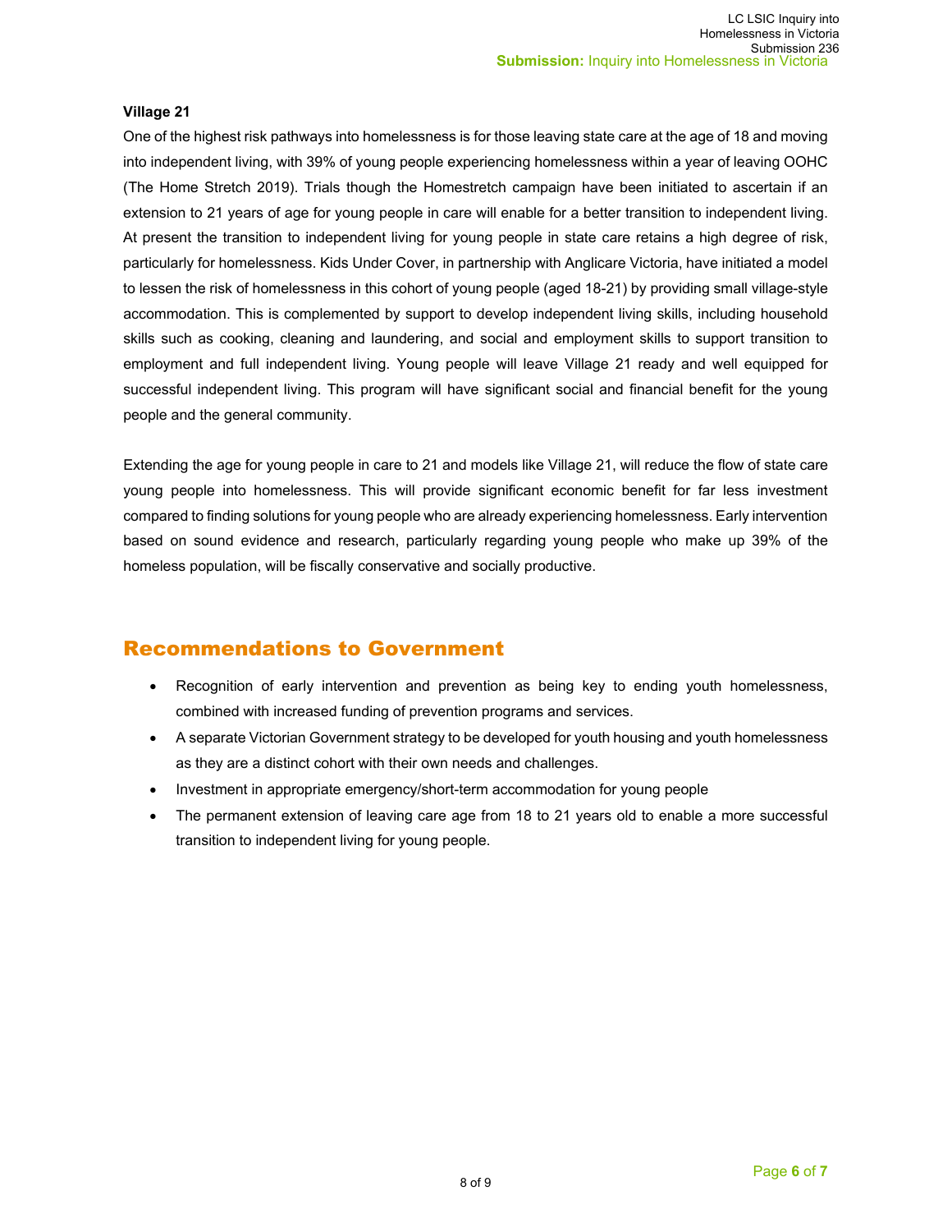**Village 21**

One of the highest risk pathways into homelessness is for those leaving state care at the age of 18 and moving into independent living, with 39% of young people experiencing homelessness within a year of leaving OOHC (The Home Stretch 2019). Trials though the Homestretch campaign have been initiated to ascertain if an extension to 21 years of age for young people in care will enable for a better transition to independent living. At present the transition to independent living for young people in state care retains a high degree of risk, particularly for homelessness. Kids Under Cover, in partnership with Anglicare Victoria, have initiated a model to lessen the risk of homelessness in this cohort of young people (aged 18-21) by providing small village-style accommodation. This is complemented by support to develop independent living skills, including household skills such as cooking, cleaning and laundering, and social and employment skills to support transition to employment and full independent living. Young people will leave Village 21 ready and well equipped for successful independent living. This program will have significant social and financial benefit for the young people and the general community.

Extending the age for young people in care to 21 and models like Village 21, will reduce the flow of state care young people into homelessness. This will provide significant economic benefit for far less investment compared to finding solutions for young people who are already experiencing homelessness. Early intervention based on sound evidence and research, particularly regarding young people who make up 39% of the homeless population, will be fiscally conservative and socially productive.

## Recommendations to Government

- Recognition of early intervention and prevention as being key to ending youth homelessness, combined with increased funding of prevention programs and services.
- A separate Victorian Government strategy to be developed for youth housing and youth homelessness as they are a distinct cohort with their own needs and challenges.
- Investment in appropriate emergency/short-term accommodation for young people
- The permanent extension of leaving care age from 18 to 21 years old to enable a more successful transition to independent living for young people.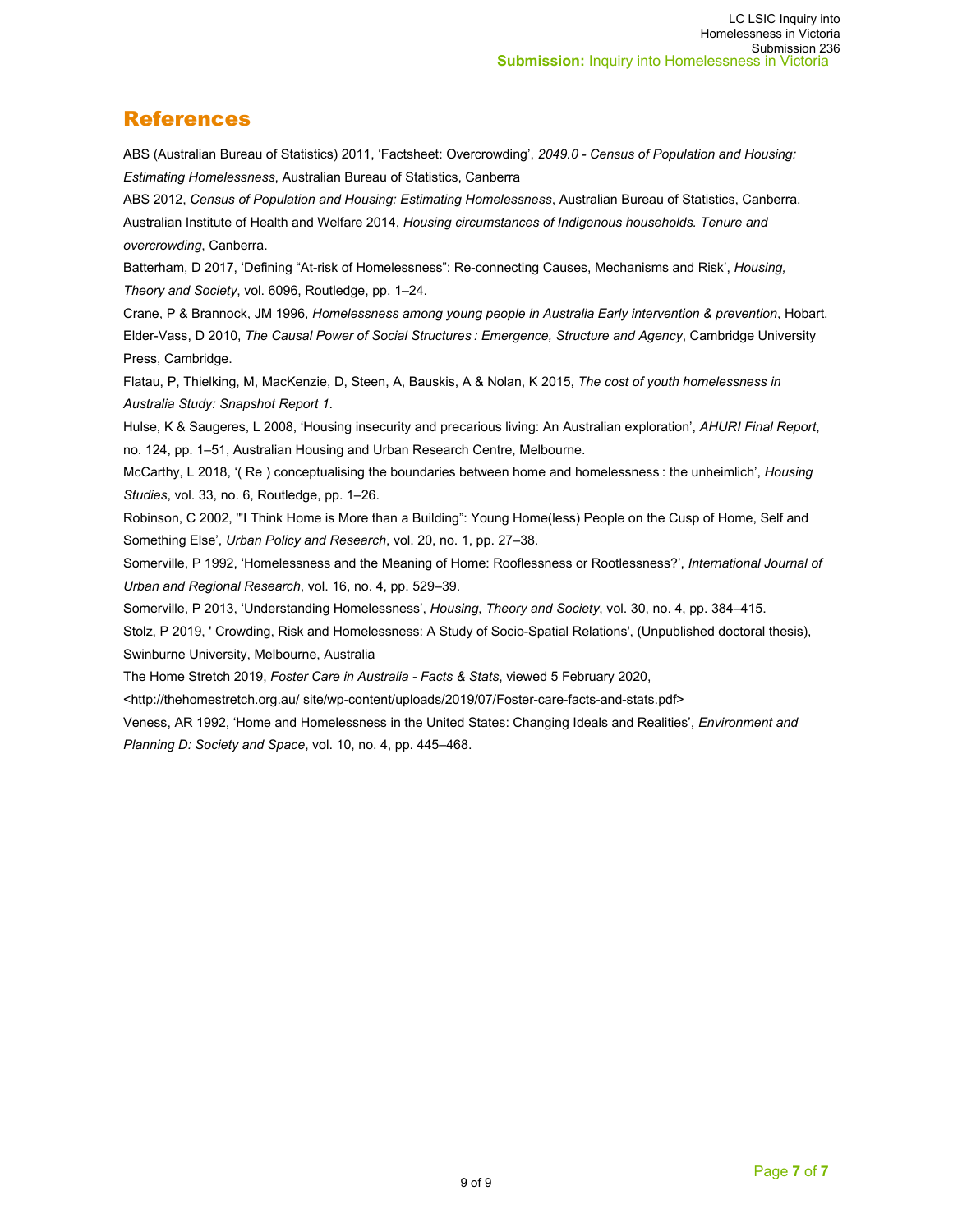## References

ABS (Australian Bureau of Statistics) 2011, 'Factsheet: Overcrowding', *2049.0 - Census of Population and Housing: Estimating Homelessness*, Australian Bureau of Statistics, Canberra

ABS 2012, *Census of Population and Housing: Estimating Homelessness*, Australian Bureau of Statistics, Canberra.

Australian Institute of Health and Welfare 2014, *Housing circumstances of Indigenous households. Tenure and overcrowding*, Canberra.

Batterham, D 2017, 'Defining "At-risk of Homelessness": Re-connecting Causes, Mechanisms and Risk', *Housing, Theory and Society*, vol. 6096, Routledge, pp. 1–24.

Crane, P & Brannock, JM 1996, *Homelessness among young people in Australia Early intervention & prevention*, Hobart.

Elder-Vass, D 2010, *The Causal Power of Social Structures : Emergence, Structure and Agency*, Cambridge University Press, Cambridge.

Flatau, P, Thielking, M, MacKenzie, D, Steen, A, Bauskis, A & Nolan, K 2015, *The cost of youth homelessness in Australia Study: Snapshot Report 1*.

Hulse, K & Saugeres, L 2008, 'Housing insecurity and precarious living: An Australian exploration', *AHURI Final Report*, no. 124, pp. 1–51, Australian Housing and Urban Research Centre, Melbourne.

McCarthy, L 2018, '( Re ) conceptualising the boundaries between home and homelessness : the unheimlich', *Housing Studies*, vol. 33, no. 6, Routledge, pp. 1–26.

Robinson, C 2002, '"I Think Home is More than a Building": Young Home(less) People on the Cusp of Home, Self and Something Else', *Urban Policy and Research*, vol. 20, no. 1, pp. 27–38.

Somerville, P 1992, 'Homelessness and the Meaning of Home: Rooflessness or Rootlessness?', *International Journal of Urban and Regional Research*, vol. 16, no. 4, pp. 529–39.

Somerville, P 2013, 'Understanding Homelessness', *Housing, Theory and Society*, vol. 30, no. 4, pp. 384–415.

Stolz, P 2019, ' Crowding, Risk and Homelessness: A Study of Socio-Spatial Relations', (Unpublished doctoral thesis), Swinburne University, Melbourne, Australia

The Home Stretch 2019, *Foster Care in Australia - Facts & Stats*, viewed 5 February 2020, <http://thehomestretch.org.au/ site/wp-content/uploads/2019/07/Foster-care-facts-and-stats.pdf>

Veness, AR 1992, 'Home and Homelessness in the United States: Changing Ideals and Realities', *Environment and Planning D: Society and Space*, vol. 10, no. 4, pp. 445–468.